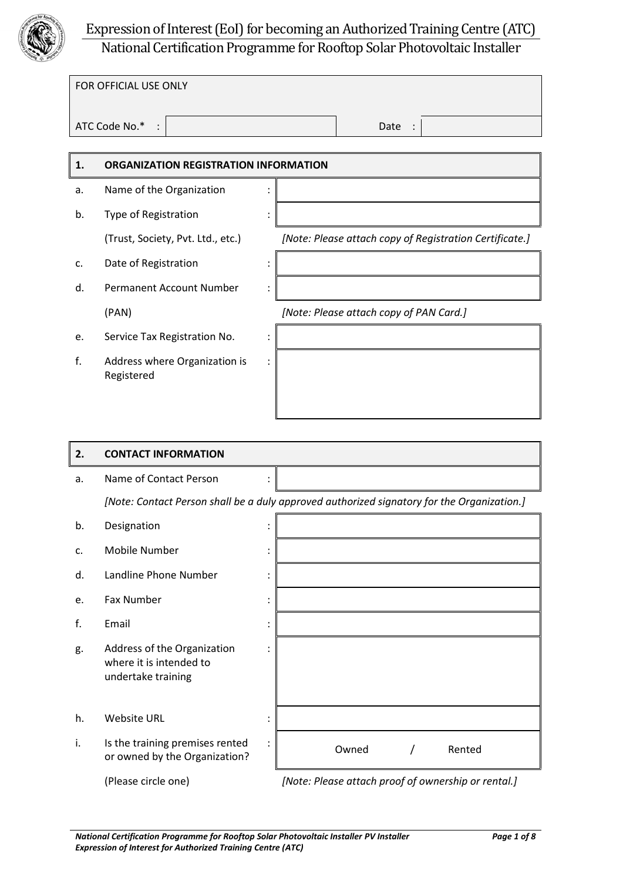# Expression of Interest (EoI) for becoming an Authorized Training Centre (ATC)

## National Certification Programme for Rooftop Solar Photovoltaic Installer

| FOR OFFICIAL USE ONLY | | | |
|---|---|---|---|
| ATC Code No.* : | | Date : | |

| 1. | ORGANIZATION REGISTRATION INFORMATION | | |
|---|---|---|---|
| a. | Name of the Organization | : | |
| b. | Type of Registration | : | |
| | (Trust, Society, Pvt. Ltd., etc.) | | *[Note: Please attach copy of Registration Certificate.]* |
| c. | Date of Registration | : | |
| d. | Permanent Account Number | : | |
| | (PAN) | | *[Note: Please attach copy of PAN Card.]* |
| e. | Service Tax Registration No. | : | |
| f. | Address where Organization is Registered | : | |

| 2. | CONTACT INFORMATION | | |
|---|---|---|---|
| a. | Name of Contact Person | : | |
| | *[Note: Contact Person shall be a duly approved authorized signatory for the Organization.]* | | |
| b. | Designation | : | |
| c. | Mobile Number | : | |
| d. | Landline Phone Number | : | |
| e. | Fax Number | : | |
| f. | Email | : | |
| g. | Address of the Organization where it is intended to undertake training | : | |
| h. | Website URL | : | |
| i. | Is the training premises rented or owned by the Organization? | : | Owned / Rented |
| | (Please circle one) | | *[Note: Please attach proof of ownership or rental.]* |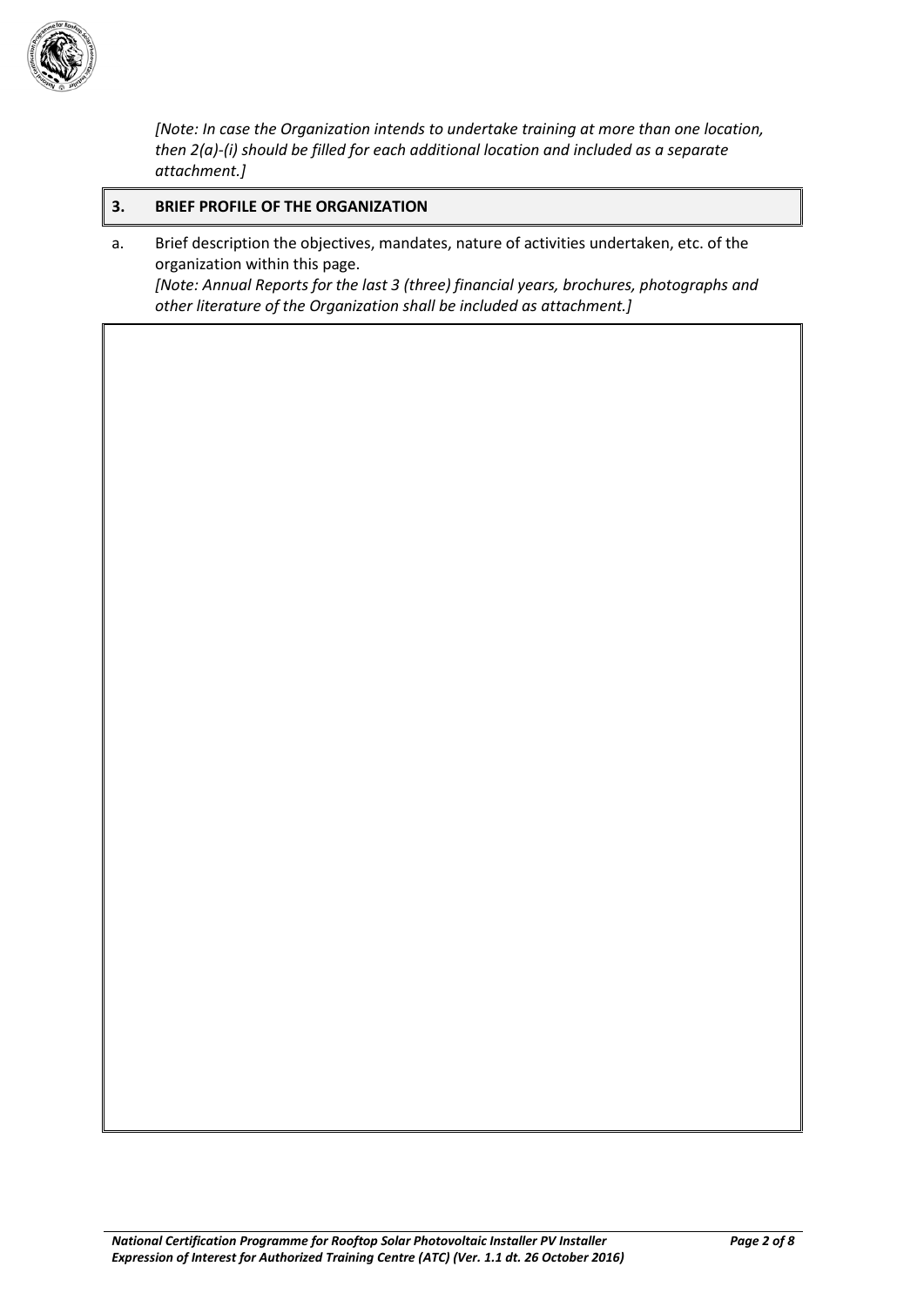*[Note: In case the Organization intends to undertake training at more than one location, then 2(a)-(i) should be filled for each additional location and included as a separate attachment.]*

## 3. BRIEF PROFILE OF THE ORGANIZATION

a. Brief description the objectives, mandates, nature of activities undertaken, etc. of the organization within this page.
*[Note: Annual Reports for the last 3 (three) financial years, brochures, photographs and other literature of the Organization shall be included as attachment.]*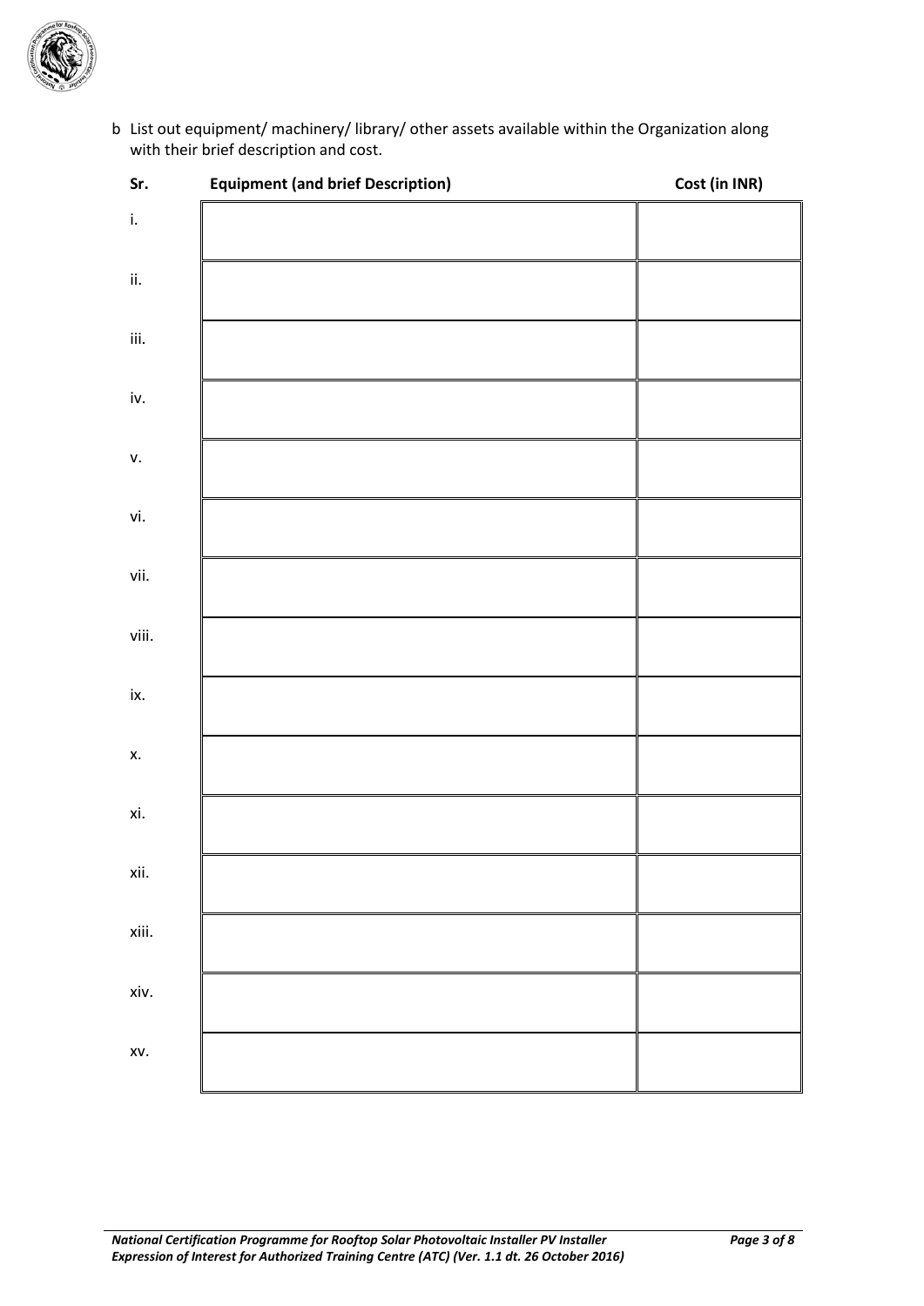b List out equipment/ machinery/ library/ other assets available within the Organization along with their brief description and cost.

| Sr. | Equipment (and brief Description) | Cost (in INR) |
|---|---|---|
| i. | | |
| ii. | | |
| iii. | | |
| iv. | | |
| v. | | |
| vi. | | |
| vii. | | |
| viii. | | |
| ix. | | |
| x. | | |
| xi. | | |
| xii. | | |
| xiii. | | |
| xiv. | | |
| xv. | | |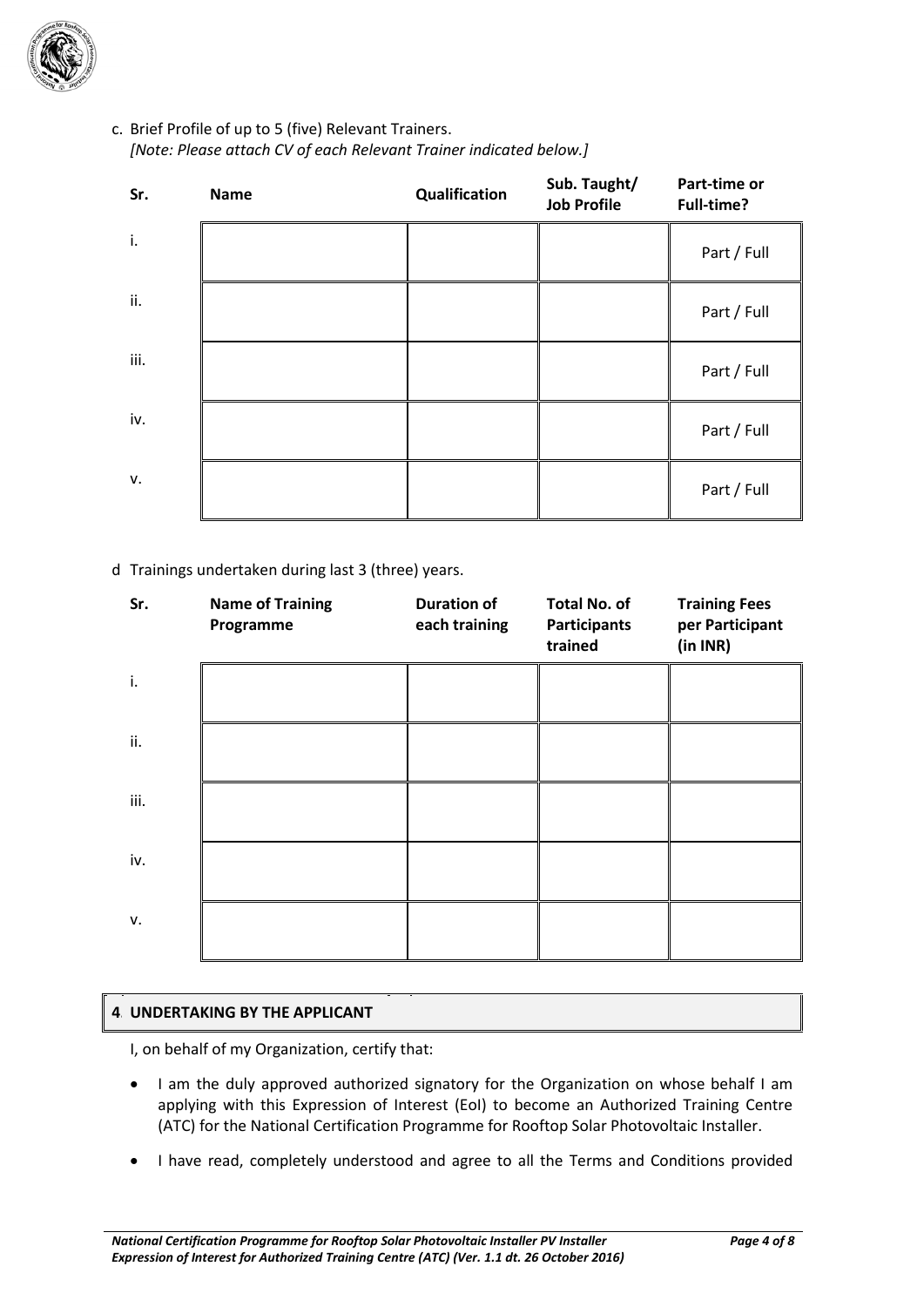c. Brief Profile of up to 5 (five) Relevant Trainers.
*[Note: Please attach CV of each Relevant Trainer indicated below.]*

| Sr. | Name | Qualification | Sub. Taught/ Job Profile | Part-time or Full-time? |
|---|---|---|---|---|
| i. | | | | Part / Full |
| ii. | | | | Part / Full |
| iii. | | | | Part / Full |
| iv. | | | | Part / Full |
| v. | | | | Part / Full |

d Trainings undertaken during last 3 (three) years.

| Sr. | Name of Training Programme | Duration of each training | Total No. of Participants trained | Training Fees per Participant (in INR) |
|---|---|---|---|---|
| i. | | | | |
| ii. | | | | |
| iii. | | | | |
| iv. | | | | |
| v. | | | | |

## 4 UNDERTAKING BY THE APPLICANT

I, on behalf of my Organization, certify that:

- I am the duly approved authorized signatory for the Organization on whose behalf I am applying with this Expression of Interest (EoI) to become an Authorized Training Centre (ATC) for the National Certification Programme for Rooftop Solar Photovoltaic Installer.
- I have read, completely understood and agree to all the Terms and Conditions provided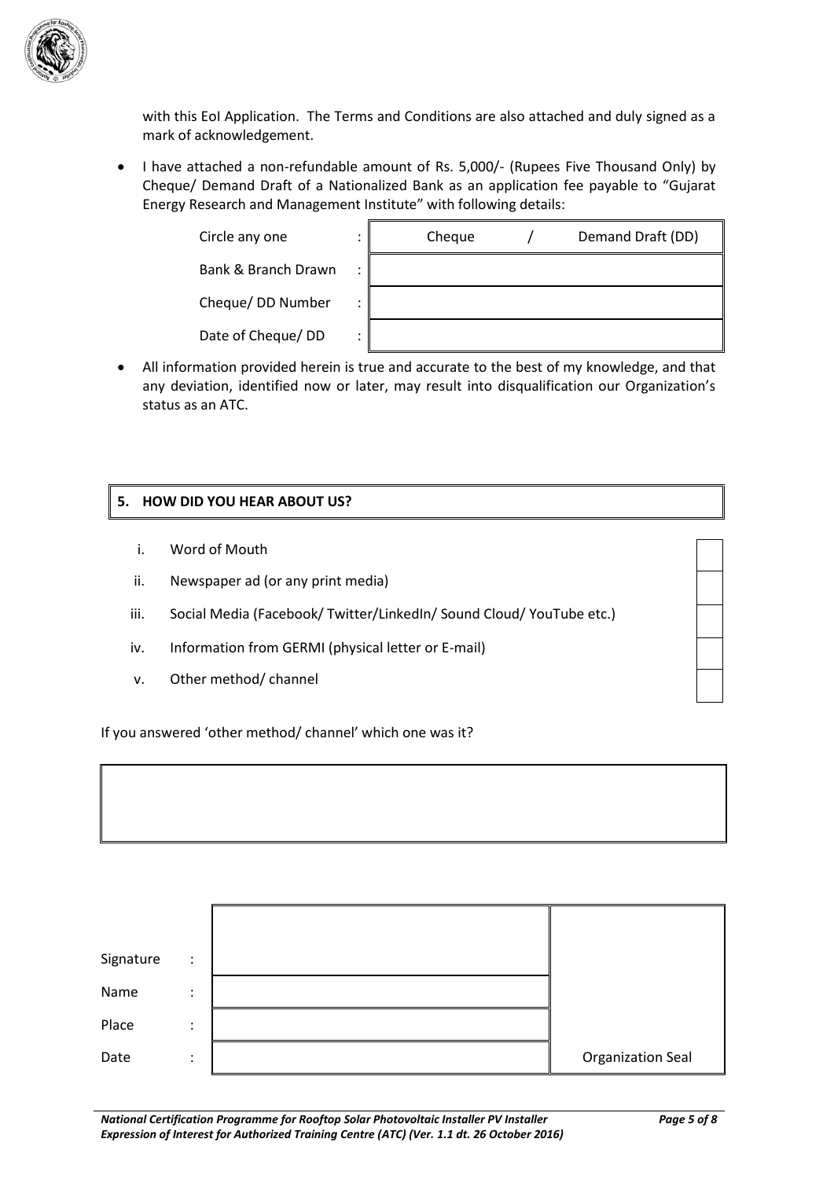with this EoI Application. The Terms and Conditions are also attached and duly signed as a mark of acknowledgement.

- I have attached a non-refundable amount of Rs. 5,000/- (Rupees Five Thousand Only) by Cheque/ Demand Draft of a Nationalized Bank as an application fee payable to "Gujarat Energy Research and Management Institute" with following details:

| | | |
|---|---|---|
| Circle any one | : | Cheque / Demand Draft (DD) |
| Bank & Branch Drawn | : | |
| Cheque/ DD Number | : | |
| Date of Cheque/ DD | : | |

- All information provided herein is true and accurate to the best of my knowledge, and that any deviation, identified now or later, may result into disqualification our Organization's status as an ATC.

## 5. HOW DID YOU HEAR ABOUT US?

| | | |
|---|---|---|
| i. | Word of Mouth | |
| ii. | Newspaper ad (or any print media) | |
| iii. | Social Media (Facebook/ Twitter/LinkedIn/ Sound Cloud/ YouTube etc.) | |
| iv. | Information from GERMI (physical letter or E-mail) | |
| v. | Other method/ channel | |

If you answered 'other method/ channel' which one was it?

| |
|---|
| |

| | | | |
|---|---|---|---|
| Signature | : | | |
| Name | : | | |
| Place | : | | |
| Date | : | | Organization Seal |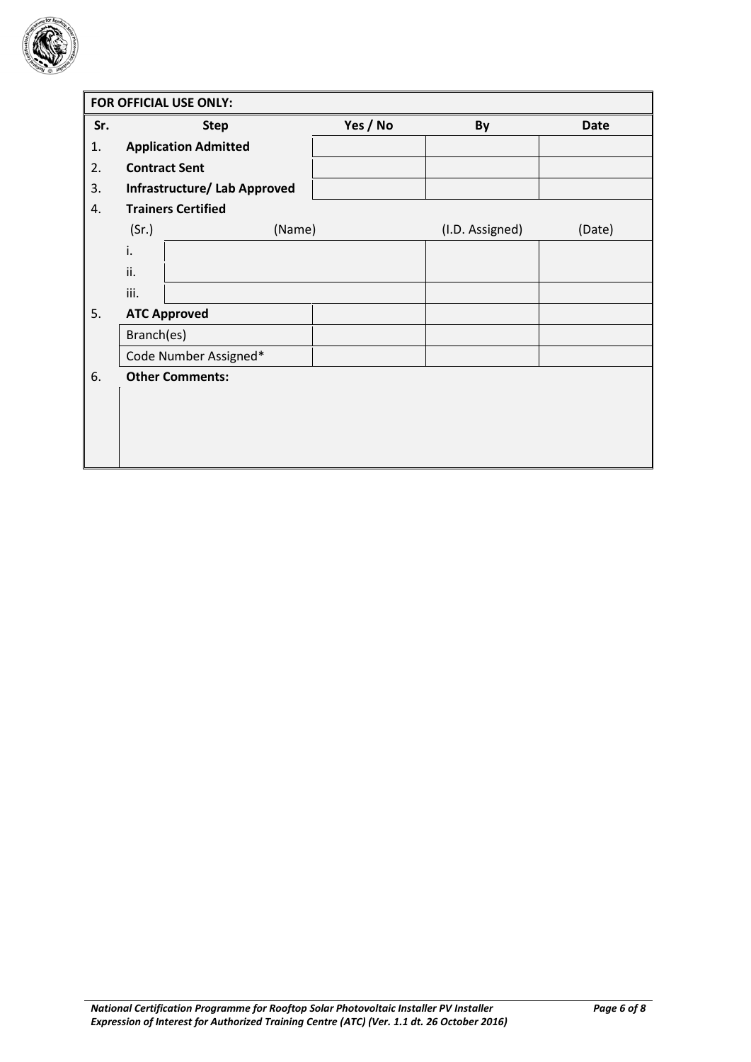| FOR OFFICIAL USE ONLY: | | | | |
|---|---|---|---|---|
| **Sr.** | **Step** | **Yes / No** | **By** | **Date** |
| 1. | **Application Admitted** | | | |
| 2. | **Contract Sent** | | | |
| 3. | **Infrastructure/ Lab Approved** | | | |
| 4. | **Trainers Certified** | | | |
| | (Sr.) (Name) | | (I.D. Assigned) | (Date) |
| | i. | | | |
| | ii. | | | |
| | iii. | | | |
| 5. | **ATC Approved** | | | |
| | Branch(es) | | | |
| | Code Number Assigned* | | | |
| 6. | **Other Comments:** | | | |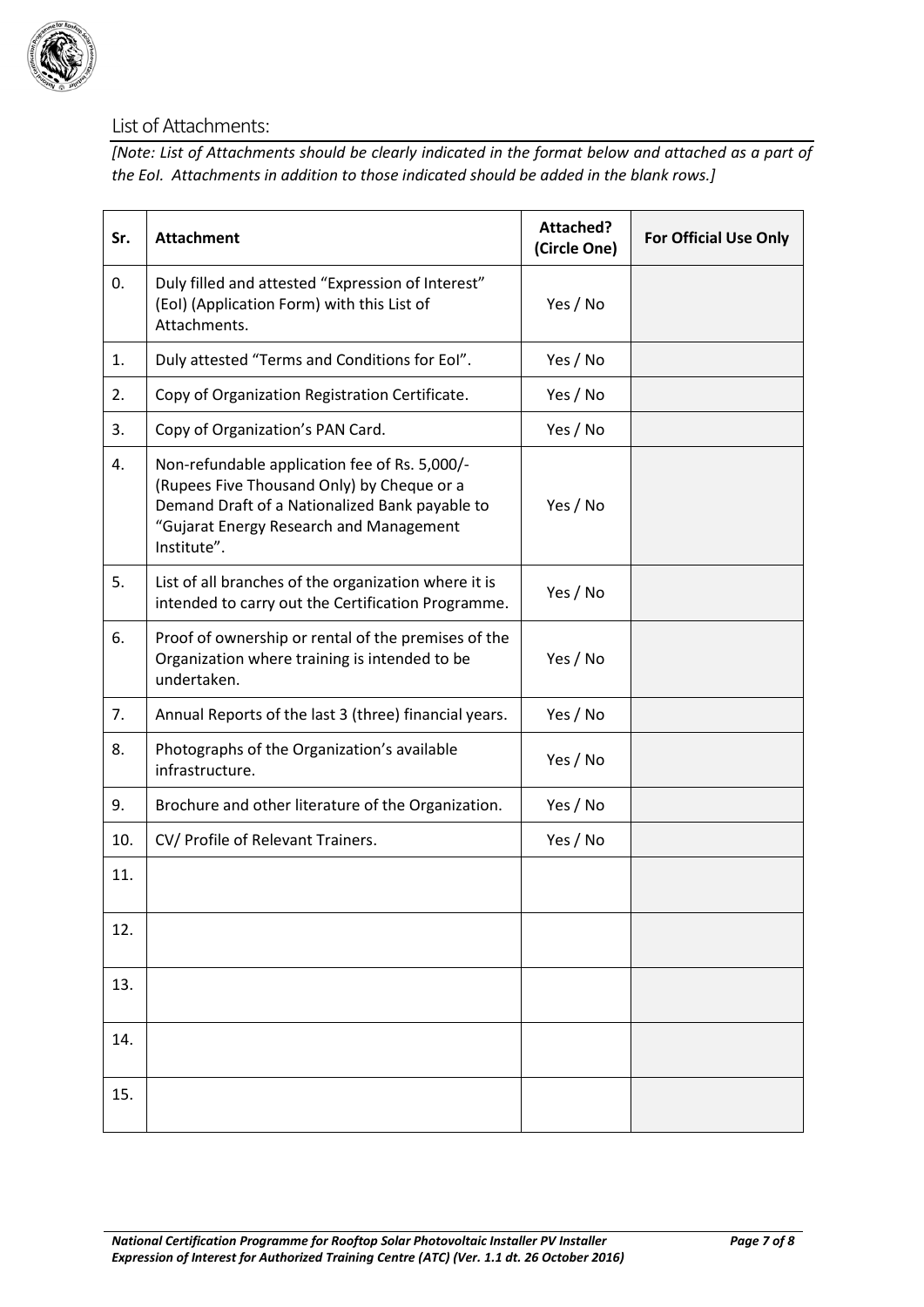## List of Attachments:

*[Note: List of Attachments should be clearly indicated in the format below and attached as a part of the EoI. Attachments in addition to those indicated should be added in the blank rows.]*

| Sr. | Attachment | Attached? (Circle One) | For Official Use Only |
|---|---|---|---|
| 0. | Duly filled and attested "Expression of Interest" (EoI) (Application Form) with this List of Attachments. | Yes / No | |
| 1. | Duly attested "Terms and Conditions for EoI". | Yes / No | |
| 2. | Copy of Organization Registration Certificate. | Yes / No | |
| 3. | Copy of Organization's PAN Card. | Yes / No | |
| 4. | Non-refundable application fee of Rs. 5,000/- (Rupees Five Thousand Only) by Cheque or a Demand Draft of a Nationalized Bank payable to "Gujarat Energy Research and Management Institute". | Yes / No | |
| 5. | List of all branches of the organization where it is intended to carry out the Certification Programme. | Yes / No | |
| 6. | Proof of ownership or rental of the premises of the Organization where training is intended to be undertaken. | Yes / No | |
| 7. | Annual Reports of the last 3 (three) financial years. | Yes / No | |
| 8. | Photographs of the Organization's available infrastructure. | Yes / No | |
| 9. | Brochure and other literature of the Organization. | Yes / No | |
| 10. | CV/ Profile of Relevant Trainers. | Yes / No | |
| 11. | | | |
| 12. | | | |
| 13. | | | |
| 14. | | | |
| 15. | | | |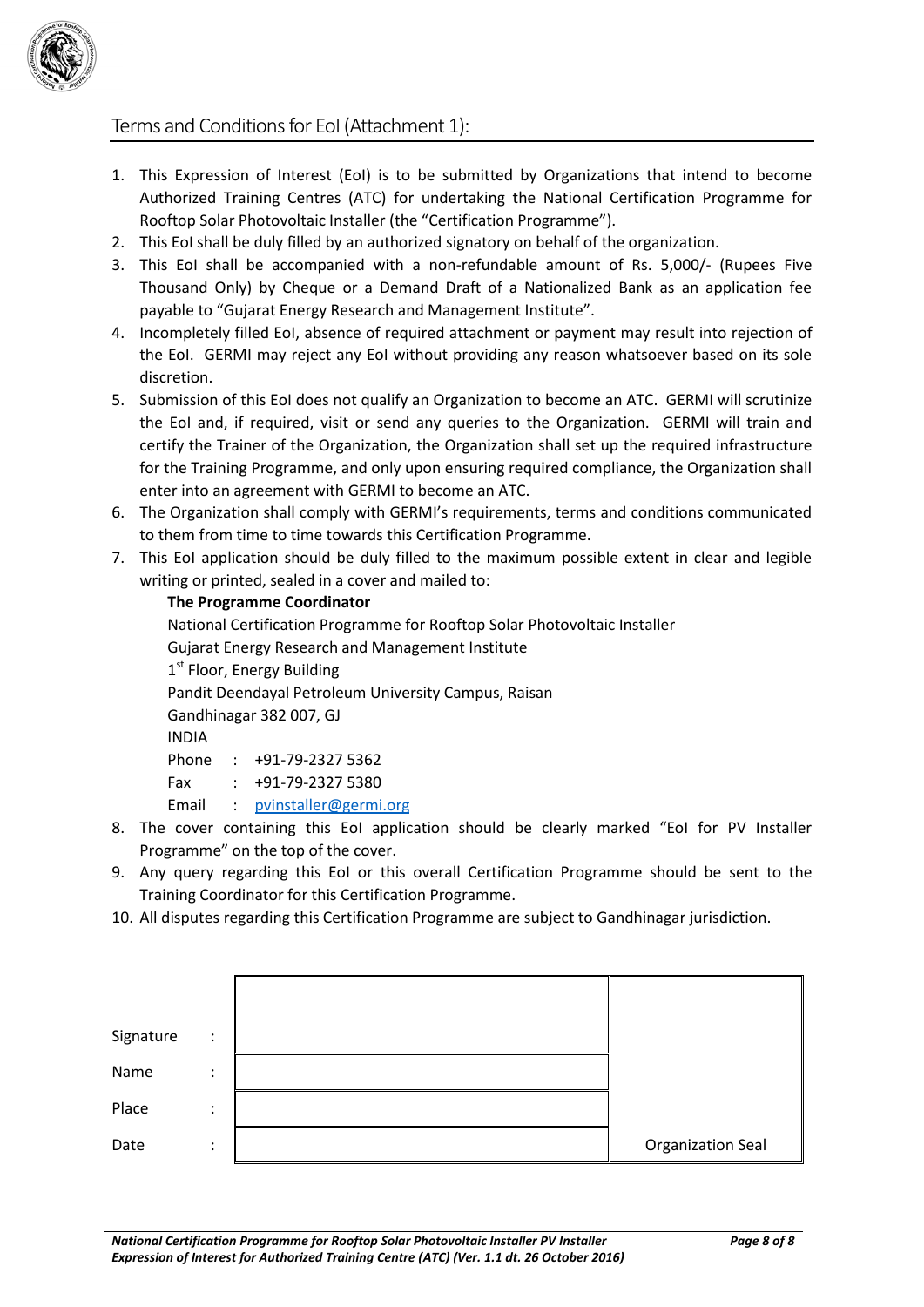## Terms and Conditions for EoI (Attachment 1):

1. This Expression of Interest (EoI) is to be submitted by Organizations that intend to become Authorized Training Centres (ATC) for undertaking the National Certification Programme for Rooftop Solar Photovoltaic Installer (the "Certification Programme").
2. This EoI shall be duly filled by an authorized signatory on behalf of the organization.
3. This EoI shall be accompanied with a non-refundable amount of Rs. 5,000/- (Rupees Five Thousand Only) by Cheque or a Demand Draft of a Nationalized Bank as an application fee payable to "Gujarat Energy Research and Management Institute".
4. Incompletely filled EoI, absence of required attachment or payment may result into rejection of the EoI. GERMI may reject any EoI without providing any reason whatsoever based on its sole discretion.
5. Submission of this EoI does not qualify an Organization to become an ATC. GERMI will scrutinize the EoI and, if required, visit or send any queries to the Organization. GERMI will train and certify the Trainer of the Organization, the Organization shall set up the required infrastructure for the Training Programme, and only upon ensuring required compliance, the Organization shall enter into an agreement with GERMI to become an ATC.
6. The Organization shall comply with GERMI's requirements, terms and conditions communicated to them from time to time towards this Certification Programme.
7. This EoI application should be duly filled to the maximum possible extent in clear and legible writing or printed, sealed in a cover and mailed to:

   **The Programme Coordinator**
   National Certification Programme for Rooftop Solar Photovoltaic Installer
   Gujarat Energy Research and Management Institute
   1st Floor, Energy Building
   Pandit Deendayal Petroleum University Campus, Raisan
   Gandhinagar 382 007, GJ
   INDIA
   Phone : +91-79-2327 5362
   Fax : +91-79-2327 5380
   Email : pvinstaller@germi.org

8. The cover containing this EoI application should be clearly marked "EoI for PV Installer Programme" on the top of the cover.
9. Any query regarding this EoI or this overall Certification Programme should be sent to the Training Coordinator for this Certification Programme.
10. All disputes regarding this Certification Programme are subject to Gandhinagar jurisdiction.

| | | | |
|---|---|---|---|
| Signature | : | | |
| Name | : | | |
| Place | : | | |
| Date | : | | Organization Seal |